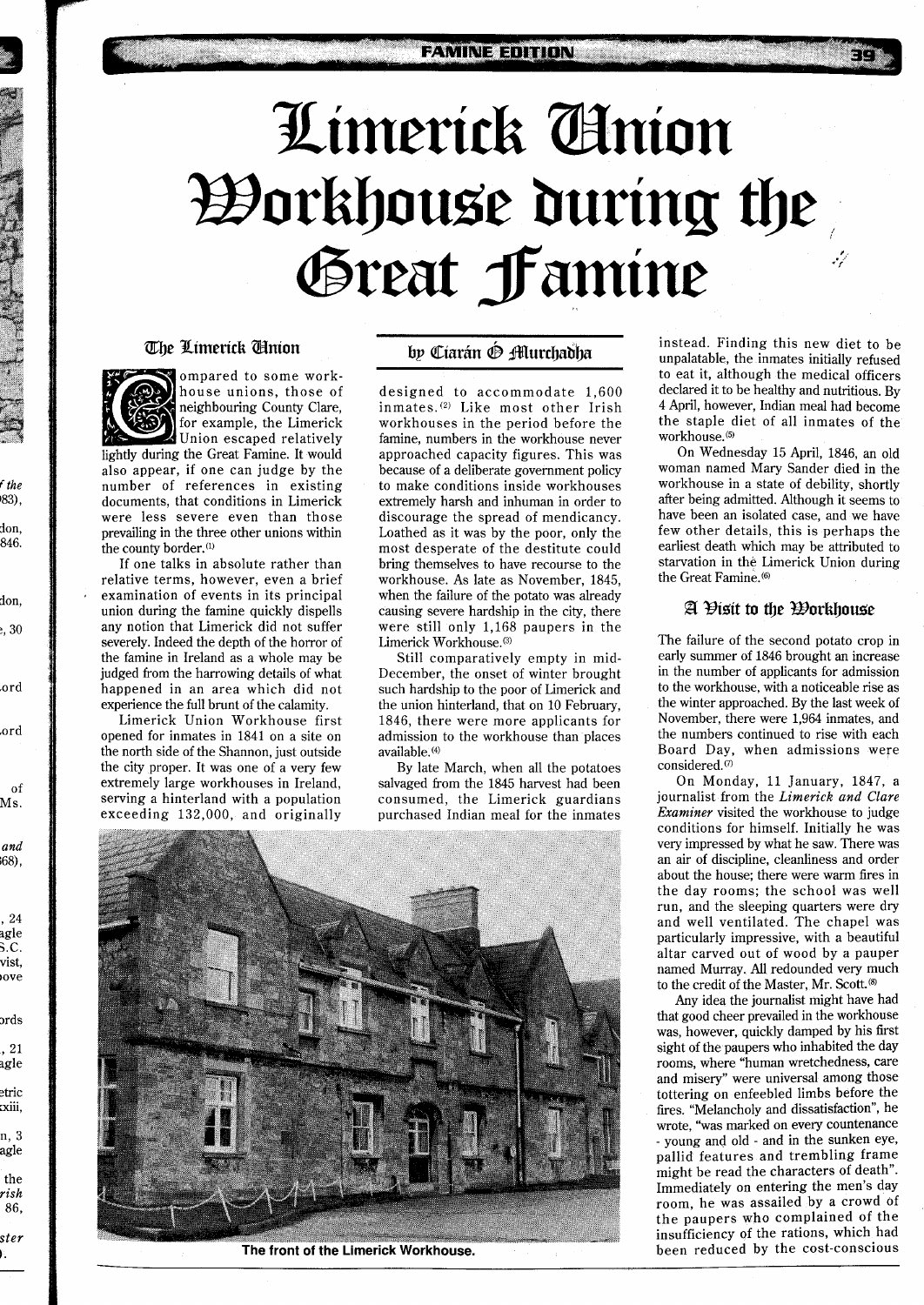# Limerick Union Workhouse during the Great Famine

## The Limerick Union

by Ciarán Ó Murchadha

Compared to some workhouse unions, those of neighbouring County Clare, for example, the Limerick Union escaped relatively lightly during the Great Famine. It would also appear, if one can judge by the number of references in existing documents, that conditions in Limerick were less severe even than those prevailing in the three other unions within the county border.[1]

If one talks in absolute rather than relative terms, however, even a brief examination of events in its principal union during the famine quickly dispells any notion that Limerick did not suffer severely. Indeed the depth of the horror of the famine in Ireland as a whole may be judged from the harrowing details of what happened in an area which did not experience the full brunt of the calamity.

Limerick Union Workhouse first opened for inmates in 1841 on a site on the north side of the Shannon, just outside the city proper. It was one of a very few extremely large workhouses in Ireland, serving a hinterland with a population exceeding 132,000, and originally designed to accommodate 1,600 inmates.[2] Like most other Irish workhouses in the period before the famine, numbers in the workhouse never approached capacity figures. This was because of a deliberate government policy to make conditions inside workhouses extremely harsh and inhuman in order to discourage the spread of mendicancy. Loathed as it was by the poor, only the most desperate of the destitute could bring themselves to have recourse to the workhouse. As late as November, 1845, when the failure of the potato was already causing severe hardship in the city, there were still only 1,168 paupers in the Limerick Workhouse.[3]

Still comparatively empty in mid-December, the onset of winter brought such hardship to the poor of Limerick and the union hinterland, that on 10 February, 1846, there were more applicants for admission to the workhouse than places available.[4]

By late March, when all the potatoes salvaged from the 1845 harvest had been consumed, the Limerick guardians purchased Indian meal for the inmates instead. Finding this new diet to be unpalatable, the inmates initially refused to eat it, although the medical officers declared it to be healthy and nutritious. By 4 April, however, Indian meal had become the staple diet of all inmates of the workhouse.[5]

On Wednesday 15 April, 1846, an old woman named Mary Sander died in the workhouse in a state of debility, shortly after being admitted. Although it seems to have been an isolated case, and we have few other details, this is perhaps the earliest death which may be attributed to starvation in the Limerick Union during the Great Famine.[6]

The front of the Limerick Workhouse.

## A Visit to the Workhouse

The failure of the second potato crop in early summer of 1846 brought an increase in the number of applicants for admission to the workhouse, with a noticeable rise as the winter approached. By the last week of November, there were 1,964 inmates, and the numbers continued to rise with each Board Day, when admissions were considered.[7]

On Monday, 11 January, 1847, a journalist from the *Limerick and Clare Examiner* visited the workhouse to judge conditions for himself. Initially he was very impressed by what he saw. There was an air of discipline, cleanliness and order about the house; there were warm fires in the day rooms; the school was well run, and the sleeping quarters were dry and well ventilated. The chapel was particularly impressive, with a beautiful altar carved out of wood by a pauper named Murray. All redounded very much to the credit of the Master, Mr. Scott.[8]

Any idea the journalist might have had that good cheer prevailed in the workhouse was, however, quickly damped by his first sight of the paupers who inhabited the day rooms, where "human wretchedness, care and misery" were universal among those tottering on enfeebled limbs before the fires. "Melancholy and dissatisfaction", he wrote, "was marked on every countenance - young and old - and in the sunken eye, pallid features and trembling frame might be read the characters of death". Immediately on entering the men's day room, he was assailed by a crowd of the paupers who complained of the insufficiency of the rations, which had been reduced by the cost-conscious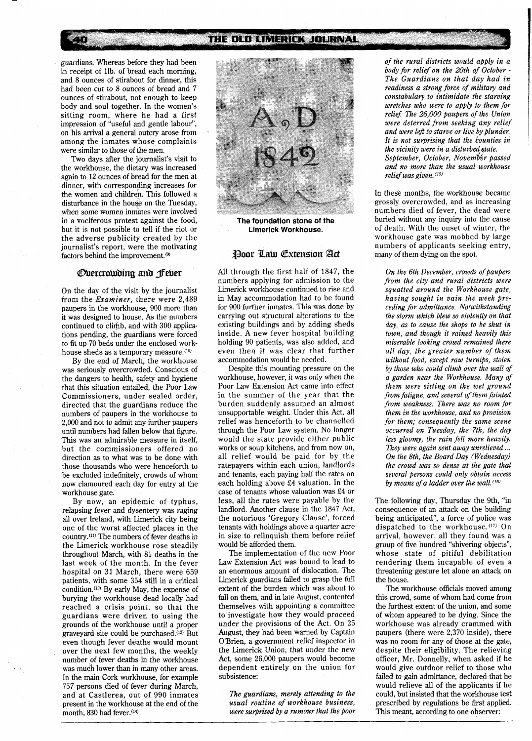guardians. Whereas before they had been in receipt of 1lb. of bread each morning, and 8 ounces of stirabout for dinner, this had been cut to 8 ounces of bread and 7 ounces of stirabout, not enough to keep body and soul together. In the women's sitting room, where he had a first impression of "useful and gentle labour", on his arrival a general outcry arose from among the inmates whose complaints were similar to those of the men.

Two days after the journalist's visit to the workhouse, the dietary was increased again to 12 ounces of bread for the men at dinner, with corresponding increases for the women and children. This followed a disturbance in the house on the Tuesday, when some women inmates were involved in a vociferous protest against the food, but it is not possible to tell if the riot or the adverse publicity created by the journalist's report, were the motivating factors behind the improvement.[9]

## Overcrowding and Fever

On the day of the visit by the journalist from the *Examiner*, there were 2,489 paupers in the workhouse, 900 more than it was designed to house. As the numbers continued to climb, and with 300 applications pending, the guardians were forced to fit up 70 beds under the enclosed workhouse sheds as a temporary measure.[10]

By the end of March, the workhouse was seriously overcrowded. Conscious of the dangers to health, safety and hygiene that this situation entailed, the Poor Law Commissioners, under sealed order, directed that the guardians reduce the numbers of paupers in the workhouse to 2,000 and not to admit any further paupers until numbers had fallen below that figure. This was an admirable measure in itself, but the commissioners offered no direction as to what was to be done with those thousands who were henceforth to be excluded indefinitely, crowds of whom now clamoured each day for entry at the workhouse gate.

By now, an epidemic of typhus, relapsing fever and dysentery was raging all over Ireland, with Limerick city being one of the worst affected places in the country.[11] The numbers of fever deaths in the Limerick workhouse rose steadily throughout March, with 81 deaths in the last week of the month. In the fever hospital on 31 March, there were 659 patients, with some 354 still in a critical condition.[12] By early May, the expense of burying the workhouse dead locally had reached a crisis point, so that the guardians were driven to using the grounds of the workhouse until a proper graveyard site could be purchased.[13] But even though fever deaths would mount over the next few months, the weekly number of fever deaths in the workhouse was much lower than in many other areas. In the main Cork workhouse, for example 757 persons died of fever during March, and at Castlerea, out of 990 inmates present in the workhouse at the end of the month, 830 had fever.[14]

The foundation stone of the Limerick Workhouse.

## Poor Law Extension Act

All through the first half of 1847, the numbers applying for admission to the Limerick workhouse continued to rise and in May accommodation had to be found for 900 further inmates. This was done by carrying out structural alterations to the existing buildings and by adding sheds inside. A new fever hospital building holding 90 patients, was also added, and even then it was clear that further accommodation would be needed.

Despite this mounting pressure on the workhouse, however, it was only when the Poor Law Extension Act came into effect in the summer of the year that the burden suddenly assumed an almost unsupportable weight. Under this Act, all relief was henceforth to be channelled through the Poor Law system. No longer would the state provide either public works or soup kitchens, and from now on, all relief would be paid for by the ratepayers within each union, landlords and tenants, each paying half the rates on each holding above £4 valuation. In the case of tenants whose valuation was £4 or less, all the rates were payable by the landlord. Another clause in the 1847 Act, the notorious 'Gregory Clause', forced tenants with holdings above a quarter acre in size to relinquish them before relief would be afforded them.

The implementation of the new Poor Law Extension Act was bound to lead to an enormous amount of dislocation. The Limerick guardians failed to grasp the full extent of the burden which was about to fall on them, and in late August, contented themselves with appointing a committee to investigate how they would proceed under the provisions of the Act. On 25 August, they had been warned by Captain O'Brien, a government relief inspector in the Limerick Union, that under the new Act, some 26,000 paupers would become dependent entirely on the union for subsistence:

> *The guardians, merely attending to the usual routine of workhouse business, were surprised by a rumour that the poor of the rural districts would apply in a body for relief on the 20th of October - The Guardians on that day had in readiness a strong force of military and constabulary to intimidate the starving wretches who were to apply to them for relief. The 26,000 paupers of the Union were deterred from seeking any relief and were left to starve or live by plunder. It is not surprising that the counties in the vicinity were in a disturbed state. September, October, November passed and no more than the usual workhouse relief was given.*[15]

In these months, the workhouse became grossly overcrowded, and as increasing numbers died of fever, the dead were buried without any inquiry into the cause of death. With the onset of winter, the workhouse gate was mobbed by large numbers of applicants seeking entry, many of them dying on the spot.

> *On the 6th December, crowds of paupers from the city and rural districts were squatted around the Workhouse gate, having sought in vain the week preceding for admittance. Notwithstanding the storm which blew so violently on that day, as to cause the shops to be shut in town, and though it rained heavily this miserable looking crowd remained there all day, the greater number of them without food, except raw turnips, stolen by those who could climb over the wall of a garden near the Workhouse. Many of them were sitting on the wet ground from fatigue, and several of them fainted from weakness. There was no room for them in the workhouse, and no provision for them; consequently the same scene occurred on Tuesday, the 7th, the day less gloomy, the rain fell more heavily. They were again sent away unrelieved ... On the 8th, the Board Day (Wednesday) the crowd was so dense at the gate that several persons could only obtain access by means of a ladder over the wall.*[16]

The following day, Thursday the 9th, "in consequence of an attack on the building being anticipated", a force of police was dispatched to the workhouse.[17] On arrival, however, all they found was a group of five hundred "shivering objects", whose state of pitiful debilitation rendering them incapable of even a threatening gesture let alone an attack on the house.

The workhouse officials moved among this crowd, some of whom had come from the furthest extent of the union, and some of whom appeared to be dying. Since the workhouse was already crammed with paupers (there were 2,370 inside), there was no room for any of those at the gate, despite their eligibility. The relieving officer, Mr. Donnelly, when asked if he would give outdoor relief to those who failed to gain admittance, declared that he would relieve all of the applicants if he could, but insisted that the workhouse test prescribed by regulations be first applied. This meant, according to one observer: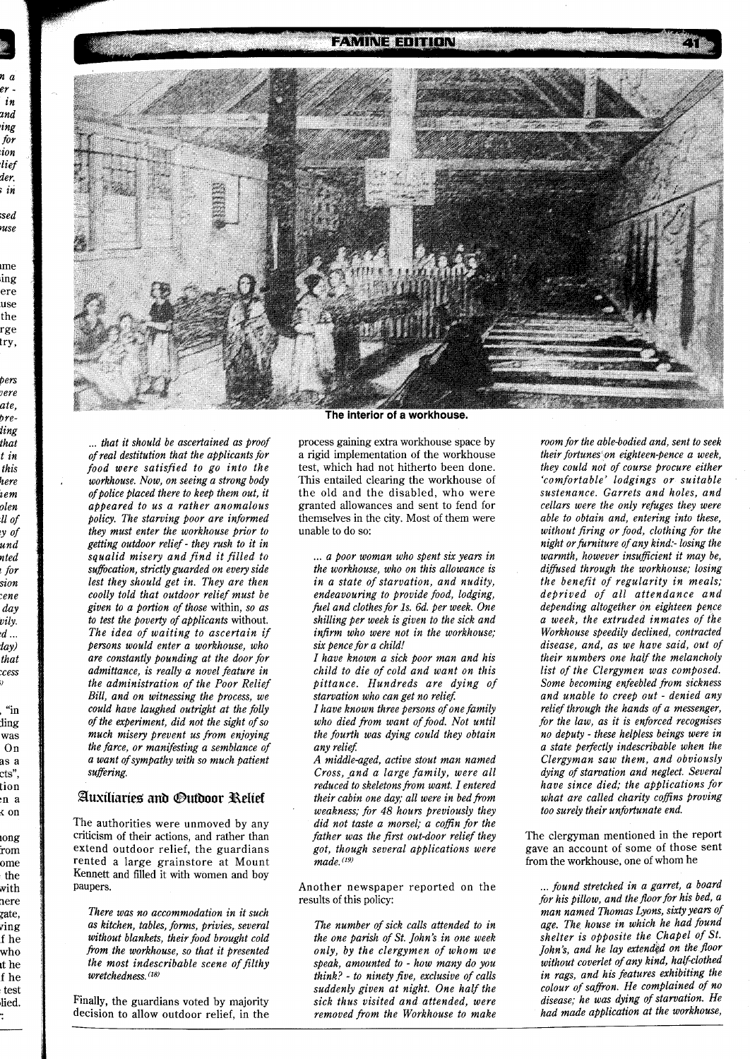The interior of a workhouse.

*... that it should be ascertained as proof of real destitution that the applicants for food were satisfied to go into the workhouse. Now, on seeing a strong body of police placed there to keep them out, it appeared to us a rather anomalous policy. The starving poor are informed they must enter the workhouse prior to getting outdoor relief - they rush to it in squalid misery and find it filled to suffocation, strictly guarded on every side lest they should get in. They are then coolly told that outdoor relief must be given to a portion of those within, so as to test the poverty of applicants without. The idea of waiting to ascertain if persons would enter a workhouse, who are constantly pounding at the door for admittance, is really a novel feature in the administration of the Poor Relief Bill, and on witnessing the process, we could have laughed outright at the folly of the experiment, did not the sight of so much misery prevent us from enjoying the farce, or manifesting a semblance of a want of sympathy with so much patient suffering.*

## Auxiliaries and Outdoor Relief

The authorities were unmoved by any criticism of their actions, and rather than extend outdoor relief, the guardians rented a large grainstore at Mount Kennett and filled it with women and boy paupers.

*There was no accommodation in it such as kitchen, tables, forms, privies, several without blankets, their food brought cold from the workhouse, so that it presented the most indescribable scene of filthy wretchedness.* [18]

Finally, the guardians voted by majority decision to allow outdoor relief, in the process gaining extra workhouse space by a rigid implementation of the workhouse test, which had not hitherto been done. This entailed clearing the workhouse of the old and the disabled, who were granted allowances and sent to fend for themselves in the city. Most of them were unable to do so:

*... a poor woman who spent six years in the workhouse, who on this allowance is in a state of starvation, and nudity, endeavouring to provide food, lodging, fuel and clothes for 1s. 6d. per week. One shilling per week is given to the sick and infirm who were not in the workhouse; six pence for a child!*

*I have known a sick poor man and his child to die of cold and want on this pittance. Hundreds are dying of starvation who can get no relief.*

*I have known three persons of one family who died from want of food. Not until the fourth was dying could they obtain any relief.*

*A middle-aged, active stout man named Cross, and a large family, were all reduced to skeletons from want. I entered their cabin one day; all were in bed from weakness; for 48 hours previously they did not taste a morsel; a coffin for the father was the first out-door relief they got, though several applications were made.* [19]

Another newspaper reported on the results of this policy:

*The number of sick calls attended to in the one parish of St. John's in one week only, by the clergymen of whom we speak, amounted to - how many do you think? - to ninety five, exclusive of calls suddenly given at night. One half the sick thus visited and attended, were removed from the Workhouse to make room for the able-bodied and, sent to seek their fortunes on eighteen-pence a week, they could not of course procure either 'comfortable' lodgings or suitable sustenance. Garrets and holes, and cellars were the only refuges they were able to obtain and, entering into these, without firing or food, clothing for the night or furniture of any kind:- losing the warmth, however insufficient it may be, diffused through the workhouse; losing the benefit of regularity in meals; deprived of all attendance and depending altogether on eighteen pence a week, the extruded inmates of the Workhouse speedily declined, contracted disease, and, as we have said, out of their numbers one half the melancholy list of the Clergymen was composed. Some becoming enfeebled from sickness and unable to creep out - denied any relief through the hands of a messenger, for the law, as it is enforced recognises no deputy - these helpless beings were in a state perfectly indescribable when the Clergyman saw them, and obviously dying of starvation and neglect. Several have since died; the applications for what are called charity coffins proving too surely their unfortunate end.*

The clergyman mentioned in the report gave an account of some of those sent from the workhouse, one of whom he

*... found stretched in a garret, a board for his pillow, and the floor for his bed, a man named Thomas Lyons, sixty years of age. The house in which he had found shelter is opposite the Chapel of St. John's, and he lay extended on the floor without coverlet of any kind, half-clothed in rags, and his features exhibiting the colour of saffron. He complained of no disease; he was dying of starvation. He had made application at the workhouse,*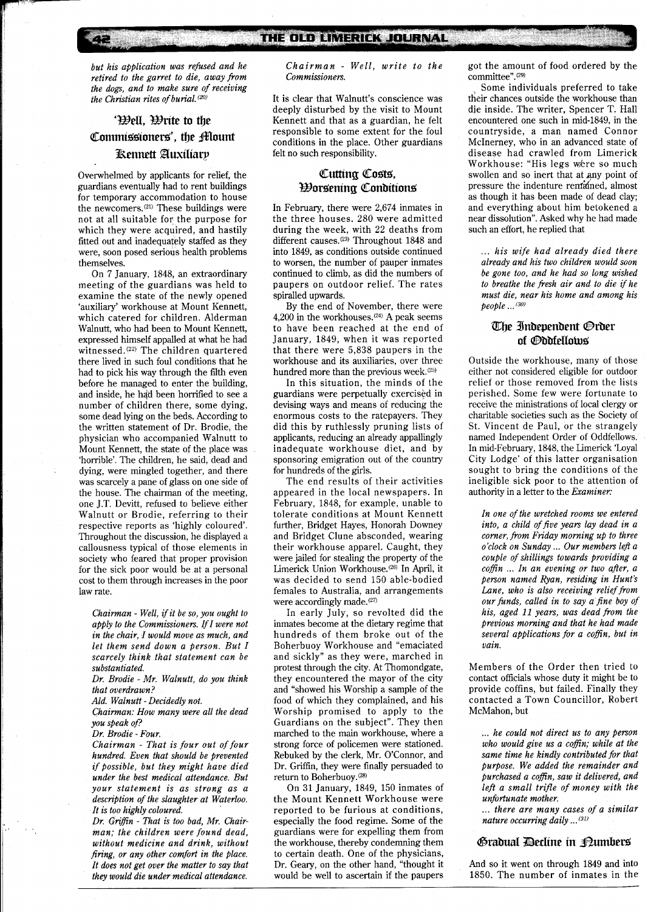*but his application was refused and he retired to the garret to die, away from the dogs, and to make sure of receiving the Christian rites of burial.*[20]

## 'Well, Write to the Commissioners', the Mount Kennett Auxiliary

Overwhelmed by applicants for relief, the guardians eventually had to rent buildings for temporary accommodation to house the newcomers.[21] These buildings were not at all suitable for the purpose for which they were acquired, and hastily fitted out and inadequately staffed as they were, soon posed serious health problems themselves.

On 7 January, 1848, an extraordinary meeting of the guardians was held to examine the state of the newly opened 'auxiliary' workhouse at Mount Kennett, which catered for children. Alderman Walnutt, who had been to Mount Kennett, expressed himself appalled at what he had witnessed.[22] The children quartered there lived in such foul conditions that he had to pick his way through the filth even before he managed to enter the building, and inside, he had been horrified to see a number of children there, some dying, some dead lying on the beds. According to the written statement of Dr. Brodie, the physician who accompanied Walnutt to Mount Kennett, the state of the place was 'horrible'. The children, he said, dead and dying, were mingled together, and there was scarcely a pane of glass on one side of the house. The chairman of the meeting, one J.T. Devitt, refused to believe either Walnutt or Brodie, referring to their respective reports as 'highly coloured'. Throughout the discussion, he displayed a callousness typical of those elements in society who feared that proper provision for the sick poor would be at a personal cost to them through increases in the poor law rate.

> *Chairman - Well, if it be so, you ought to apply to the Commissioners. If I were not in the chair, I would move as much, and let them send down a person. But I scarcely think that statement can be substantiated.*
>
> *Dr. Brodie - Mr. Walnutt, do you think that overdrawn?*
>
> *Ald. Walnutt - Decidedly not.*
>
> *Chairman: How many were all the dead you speak of?*
>
> *Dr. Brodie - Four.*
>
> *Chairman - That is four out of four hundred. Even that should be prevented if possible, but they might have died under the best medical attendance. But your statement is as strong as a description of the slaughter at Waterloo. It is too highly coloured.*
>
> *Dr. Griffin - That is too bad, Mr. Chairman; the children were found dead, without medicine and drink, without firing, or any other comfort in the place. It does not get over the matter to say that they would die under medical attendance.*
>
> *Chairman - Well, write to the Commissioners.*

It is clear that Walnutt's conscience was deeply disturbed by the visit to Mount Kennett and that as a guardian, he felt responsible to some extent for the foul conditions in the place. Other guardians felt no such responsibility.

## Cutting Costs, Worsening Conditions

In February, there were 2,674 inmates in the three houses. 280 were admitted during the week, with 22 deaths from different causes.[23] Throughout 1848 and into 1849, as conditions outside continued to worsen, the number of pauper inmates continued to climb, as did the numbers of paupers on outdoor relief. The rates spiralled upwards.

By the end of November, there were 4,200 in the workhouses.[24] A peak seems to have been reached at the end of January, 1849, when it was reported that there were 5,838 paupers in the workhouse and its auxiliaries, over three hundred more than the previous week.[25]

In this situation, the minds of the guardians were perpetually exercised in devising ways and means of reducing the enormous costs to the ratepayers. They did this by ruthlessly pruning lists of applicants, reducing an already appallingly inadequate workhouse diet, and by sponsoring emigration out of the country for hundreds of the girls.

The end results of their activities appeared in the local newspapers. In February, 1848, for example, unable to tolerate conditions at Mount Kennett further, Bridget Hayes, Honorah Downey and Bridget Clune absconded, wearing their workhouse apparel. Caught, they were jailed for stealing the property of the Limerick Union Workhouse.[26] In April, it was decided to send 150 able-bodied females to Australia, and arrangements were accordingly made.[27]

In early July, so revolted did the inmates become at the dietary regime that hundreds of them broke out of the Boherbuoy Workhouse and "emaciated and sickly" as they were, marched in protest through the city. At Thomondgate, they encountered the mayor of the city and "showed his Worship a sample of the food of which they complained, and his Worship promised to apply to the Guardians on the subject". They then marched to the main workhouse, where a strong force of policemen were stationed. Rebuked by the clerk, Mr. O'Connor, and Dr. Griffin, they were finally persuaded to return to Boherbuoy.[28]

On 31 January, 1849, 150 inmates of the Mount Kennett Workhouse were reported to be furious at conditions, especially the food regime. Some of the guardians were for expelling them from the workhouse, thereby condemning them to certain death. One of the physicians, Dr. Geary, on the other hand, "thought it would be well to ascertain if the paupers got the amount of food ordered by the committee".[29]

Some individuals preferred to take their chances outside the workhouse than die inside. The writer, Spencer T. Hall encountered one such in mid-1849, in the countryside, a man named Connor McInerney, who in an advanced state of disease had crawled from Limerick Workhouse: "His legs were so much swollen and so inert that at any point of pressure the indenture remained, almost as though it has been made of dead clay; and everything about him betokened a near dissolution". Asked why he had made such an effort, he replied that

> *... his wife had already died there already and his two children would soon be gone too, and he had so long wished to breathe the fresh air and to die if he must die, near his home and among his people ...*[30]

## The Independent Order of Oddfellows

Outside the workhouse, many of those either not considered eligible for outdoor relief or those removed from the lists perished. Some few were fortunate to receive the ministrations of local clergy or charitable societies such as the Society of St. Vincent de Paul, or the strangely named Independent Order of Oddfellows. In mid-February, 1848, the Limerick 'Loyal City Lodge' of this latter organisation sought to bring the conditions of the ineligible sick poor to the attention of authority in a letter to the *Examiner:*

> *In one of the wretched rooms we entered into, a child of five years lay dead in a corner, from Friday morning up to three o'clock on Sunday ... Our members left a couple of shillings towards providing a coffin ... In an evening or two after, a person named Ryan, residing in Hunt's Lane, who is also receiving relief from our funds, called in to say a fine boy of his, aged 11 years, was dead from the previous morning and that he had made several applications for a coffin, but in vain.*

Members of the Order then tried to contact officials whose duty it might be to provide coffins, but failed. Finally they contacted a Town Councillor, Robert McMahon, but

> *... he could not direct us to any person who would give us a coffin; while at the same time he kindly contributed for that purpose. We added the remainder and purchased a coffin, saw it delivered, and left a small trifle of money with the unfortunate mother.*
>
> *... there are many cases of a similar nature occurring daily ...*[31]

## Gradual Decline in Numbers

And so it went on through 1849 and into 1850. The number of inmates in the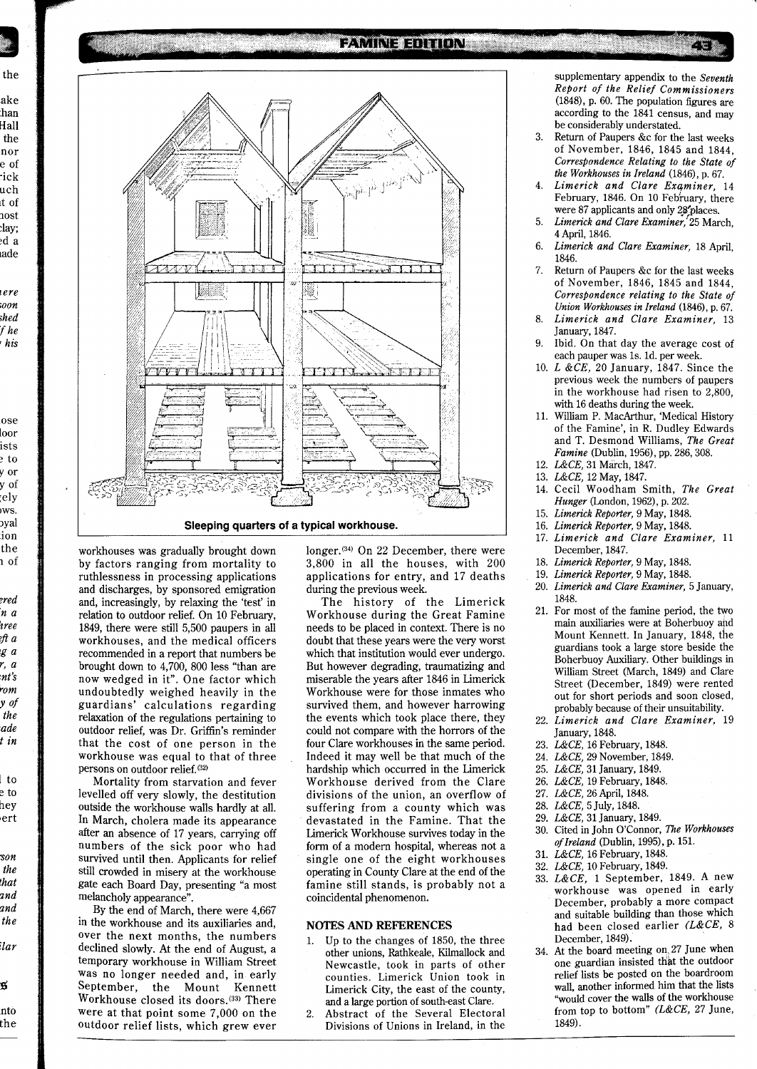Sleeping quarters of a typical workhouse.

workhouses was gradually brought down by factors ranging from mortality to ruthlessness in processing applications and discharges, by sponsored emigration and, increasingly, by relaxing the 'test' in relation to outdoor relief. On 10 February, 1849, there were still 5,500 paupers in all workhouses, and the medical officers recommended in a report that numbers be brought down to 4,700, 800 less "than are now wedged in it". One factor which undoubtedly weighed heavily in the guardians' calculations regarding relaxation of the regulations pertaining to outdoor relief, was Dr. Griffin's reminder that the cost of one person in the workhouse was equal to that of three persons on outdoor relief.[32]

Mortality from starvation and fever levelled off very slowly, the destitution outside the workhouse walls hardly at all. In March, cholera made its appearance after an absence of 17 years, carrying off numbers of the sick poor who had survived until then. Applicants for relief still crowded in misery at the workhouse gate each Board Day, presenting "a most melancholy appearance".

By the end of March, there were 4,667 in the workhouse and its auxiliaries and, over the next months, the numbers declined slowly. At the end of August, a temporary workhouse in William Street was no longer needed and, in early September, the Mount Kennett Workhouse closed its doors.[33] There were at that point some 7,000 on the outdoor relief lists, which grew ever longer.[34] On 22 December, there were 3,800 in all the houses, with 200 applications for entry, and 17 deaths during the previous week.

The history of the Limerick Workhouse during the Great Famine needs to be placed in context. There is no doubt that these years were the very worst which that institution would ever undergo. But however degrading, traumatizing and miserable the years after 1846 in Limerick Workhouse were for those inmates who survived them, and however harrowing the events which took place there, they could not compare with the horrors of the four Clare workhouses in the same period. Indeed it may well be that much of the hardship which occurred in the Limerick Workhouse derived from the Clare divisions of the union, an overflow of suffering from a county which was devastated in the Famine. That the Limerick Workhouse survives today in the form of a modern hospital, whereas not a single one of the eight workhouses operating in County Clare at the end of the famine still stands, is probably not a coincidental phenomenon.

## NOTES AND REFERENCES

1. Up to the changes of 1850, the three other unions, Rathkeale, Kilmallock and Newcastle, took in parts of other counties. Limerick Union took in Limerick City, the east of the county, and a large portion of south-east Clare.
2. Abstract of the Several Electoral Divisions of Unions in Ireland, in the supplementary appendix to the *Seventh Report of the Relief Commissioners* (1848), p. 60. The population figures are according to the 1841 census, and may be considerably understated.
3. Return of Paupers &c for the last weeks of November, 1846, 1845 and 1844, *Correspondence Relating to the State of the Workhouses in Ireland* (1846), p. 67.
4. *Limerick and Clare Examiner,* 14 February, 1846. On 10 February, there were 87 applicants and only 28 places.
5. *Limerick and Clare Examiner,* 25 March, 4 April, 1846.
6. *Limerick and Clare Examiner,* 18 April, 1846.
7. Return of Paupers &c for the last weeks of November, 1846, 1845 and 1844, *Correspondence relating to the State of Union Workhouses in Ireland* (1846), p. 67.
8. *Limerick and Clare Examiner,* 13 January, 1847.
9. Ibid. On that day the average cost of each pauper was 1s. 1d. per week.
10. *L &CE,* 20 January, 1847. Since the previous week the numbers of paupers in the workhouse had risen to 2,800, with 16 deaths during the week.
11. William P. MacArthur, 'Medical History of the Famine', in R. Dudley Edwards and T. Desmond Williams, *The Great Famine* (Dublin, 1956), pp. 286, 308.
12. *L&CE,* 31 March, 1847.
13. *L&CE,* 12 May, 1847.
14. Cecil Woodham Smith, *The Great Hunger* (London, 1962), p. 202.
15. *Limerick Reporter,* 9 May, 1848.
16. *Limerick Reporter,* 9 May, 1848.
17. *Limerick and Clare Examiner,* 11 December, 1847.
18. *Limerick Reporter,* 9 May, 1848.
19. *Limerick Reporter,* 9 May, 1848.
20. *Limerick and Clare Examiner,* 5 January, 1848.
21. For most of the famine period, the two main auxiliaries were at Boherbuoy and Mount Kennett. In January, 1848, the guardians took a large store beside the Boherbuoy Auxiliary. Other buildings in William Street (March, 1849) and Clare Street (December, 1849) were rented out for short periods and soon closed, probably because of their unsuitability.
22. *Limerick and Clare Examiner,* 19 January, 1848.
23. *L&CE,* 16 February, 1848.
24. *L&CE,* 29 November, 1849.
25. *L&CE,* 31 January, 1849.
26. *L&CE,* 19 February, 1848.
27. *L&CE,* 26 April, 1848.
28. *L&CE,* 5 July, 1848.
29. *L&CE,* 31 January, 1849.
30. Cited in John O'Connor, *The Workhouses of Ireland* (Dublin, 1995), p. 151.
31. *L&CE,* 16 February, 1848.
32. *L&CE,* 10 February, 1849.
33. *L&CE,* 1 September, 1849. A new workhouse was opened in early December, probably a more compact and suitable building than those which had been closed earlier *(L&CE,* 8 December, 1849).
34. At the board meeting on 27 June when one guardian insisted that the outdoor relief lists be posted on the boardroom wall, another informed him that the lists "would cover the walls of the workhouse from top to bottom" *(L&CE,* 27 June, 1849).